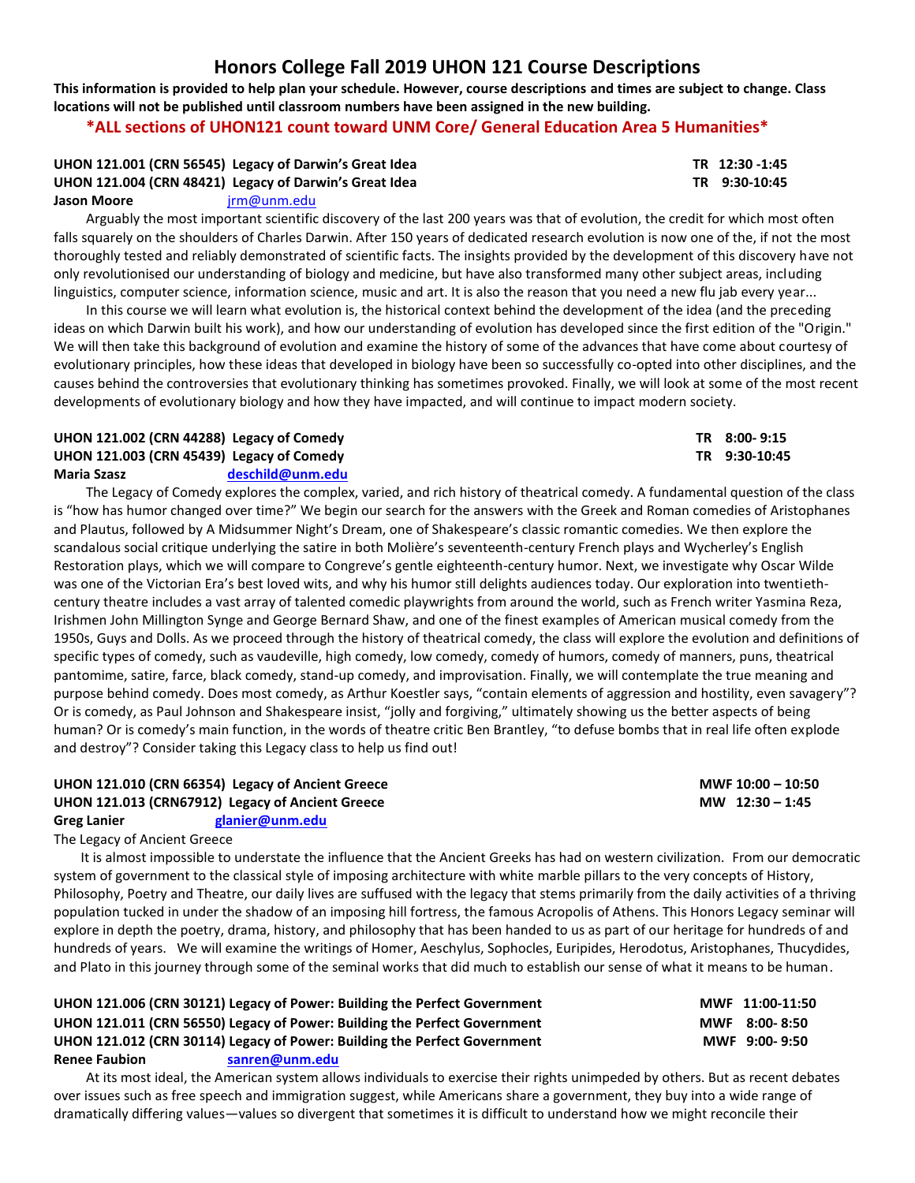# Honors College Fall 2019 UHON 121 Course Descriptions

**This information is provided to help plan your schedule. However, course descriptions and times are subject to change. Class locations will not be published until classroom numbers have been assigned in the new building.**

**\*ALL sections of UHON121 count toward UNM Core/ General Education Area 5 Humanities\***

**UHON 121.001 (CRN 56545) Legacy of Darwin's Great Idea** **TR 12:30 -1:45**
**UHON 121.004 (CRN 48421) Legacy of Darwin's Great Idea** **TR 9:30-10:45**
**Jason Moore** jrm@unm.edu

Arguably the most important scientific discovery of the last 200 years was that of evolution, the credit for which most often falls squarely on the shoulders of Charles Darwin. After 150 years of dedicated research evolution is now one of the, if not the most thoroughly tested and reliably demonstrated of scientific facts. The insights provided by the development of this discovery have not only revolutionised our understanding of biology and medicine, but have also transformed many other subject areas, including linguistics, computer science, information science, music and art. It is also the reason that you need a new flu jab every year...

In this course we will learn what evolution is, the historical context behind the development of the idea (and the preceding ideas on which Darwin built his work), and how our understanding of evolution has developed since the first edition of the "Origin." We will then take this background of evolution and examine the history of some of the advances that have come about courtesy of evolutionary principles, how these ideas that developed in biology have been so successfully co-opted into other disciplines, and the causes behind the controversies that evolutionary thinking has sometimes provoked. Finally, we will look at some of the most recent developments of evolutionary biology and how they have impacted, and will continue to impact modern society.

**UHON 121.002 (CRN 44288) Legacy of Comedy** **TR 8:00- 9:15**
**UHON 121.003 (CRN 45439) Legacy of Comedy** **TR 9:30-10:45**
**Maria Szasz** **deschild@unm.edu**

The Legacy of Comedy explores the complex, varied, and rich history of theatrical comedy. A fundamental question of the class is "how has humor changed over time?" We begin our search for the answers with the Greek and Roman comedies of Aristophanes and Plautus, followed by A Midsummer Night's Dream, one of Shakespeare's classic romantic comedies. We then explore the scandalous social critique underlying the satire in both Molière's seventeenth-century French plays and Wycherley's English Restoration plays, which we will compare to Congreve's gentle eighteenth-century humor. Next, we investigate why Oscar Wilde was one of the Victorian Era's best loved wits, and why his humor still delights audiences today. Our exploration into twentieth-century theatre includes a vast array of talented comedic playwrights from around the world, such as French writer Yasmina Reza, Irishmen John Millington Synge and George Bernard Shaw, and one of the finest examples of American musical comedy from the 1950s, Guys and Dolls. As we proceed through the history of theatrical comedy, the class will explore the evolution and definitions of specific types of comedy, such as vaudeville, high comedy, low comedy, comedy of humors, comedy of manners, puns, theatrical pantomime, satire, farce, black comedy, stand-up comedy, and improvisation. Finally, we will contemplate the true meaning and purpose behind comedy. Does most comedy, as Arthur Koestler says, "contain elements of aggression and hostility, even savagery"? Or is comedy, as Paul Johnson and Shakespeare insist, "jolly and forgiving," ultimately showing us the better aspects of being human? Or is comedy's main function, in the words of theatre critic Ben Brantley, "to defuse bombs that in real life often explode and destroy"? Consider taking this Legacy class to help us find out!

**UHON 121.010 (CRN 66354) Legacy of Ancient Greece** **MWF 10:00 – 10:50**
**UHON 121.013 (CRN67912) Legacy of Ancient Greece** **MW 12:30 – 1:45**
**Greg Lanier** **glanier@unm.edu**

The Legacy of Ancient Greece

It is almost impossible to understate the influence that the Ancient Greeks has had on western civilization. From our democratic system of government to the classical style of imposing architecture with white marble pillars to the very concepts of History, Philosophy, Poetry and Theatre, our daily lives are suffused with the legacy that stems primarily from the daily activities of a thriving population tucked in under the shadow of an imposing hill fortress, the famous Acropolis of Athens. This Honors Legacy seminar will explore in depth the poetry, drama, history, and philosophy that has been handed to us as part of our heritage for hundreds of and hundreds of years. We will examine the writings of Homer, Aeschylus, Sophocles, Euripides, Herodotus, Aristophanes, Thucydides, and Plato in this journey through some of the seminal works that did much to establish our sense of what it means to be human.

**UHON 121.006 (CRN 30121) Legacy of Power: Building the Perfect Government** **MWF 11:00-11:50**
**UHON 121.011 (CRN 56550) Legacy of Power: Building the Perfect Government** **MWF 8:00- 8:50**
**UHON 121.012 (CRN 30114) Legacy of Power: Building the Perfect Government** **MWF 9:00- 9:50**
**Renee Faubion** **sanren@unm.edu**

At its most ideal, the American system allows individuals to exercise their rights unimpeded by others. But as recent debates over issues such as free speech and immigration suggest, while Americans share a government, they buy into a wide range of dramatically differing values—values so divergent that sometimes it is difficult to understand how we might reconcile their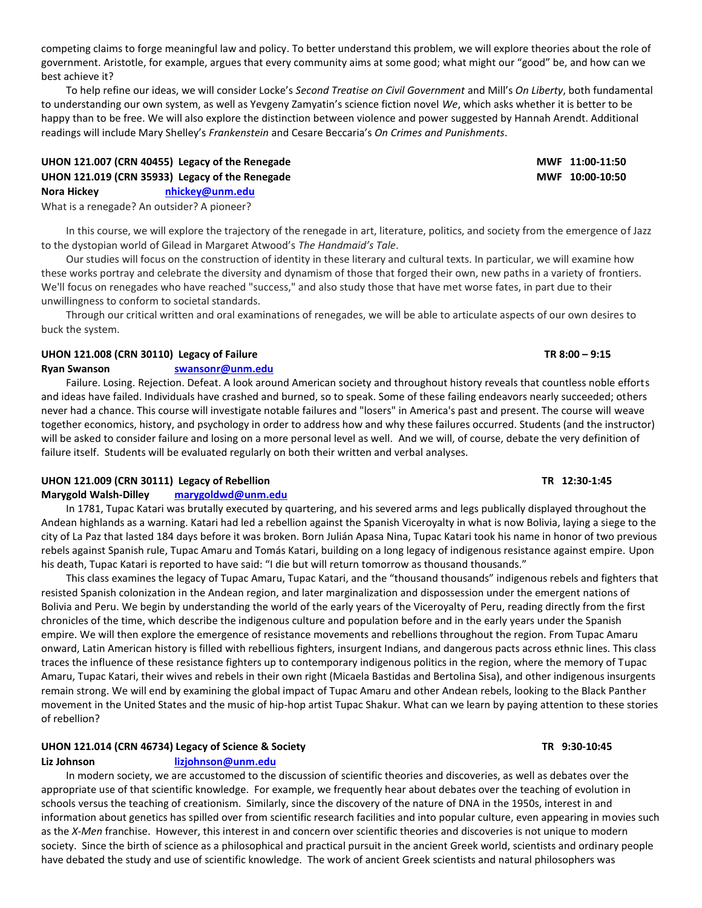competing claims to forge meaningful law and policy. To better understand this problem, we will explore theories about the role of government. Aristotle, for example, argues that every community aims at some good; what might our "good" be, and how can we best achieve it?

To help refine our ideas, we will consider Locke's *Second Treatise on Civil Government* and Mill's *On Liberty*, both fundamental to understanding our own system, as well as Yevgeny Zamyatin's science fiction novel *We*, which asks whether it is better to be happy than to be free. We will also explore the distinction between violence and power suggested by Hannah Arendt. Additional readings will include Mary Shelley's *Frankenstein* and Cesare Beccaria's *On Crimes and Punishments*.

**UHON 121.007 (CRN 40455) Legacy of the Renegade** **MWF 11:00-11:50**
**UHON 121.019 (CRN 35933) Legacy of the Renegade** **MWF 10:00-10:50**
**Nora Hickey** **nhickey@unm.edu**

What is a renegade? An outsider? A pioneer?

In this course, we will explore the trajectory of the renegade in art, literature, politics, and society from the emergence of Jazz to the dystopian world of Gilead in Margaret Atwood's *The Handmaid's Tale*.

Our studies will focus on the construction of identity in these literary and cultural texts. In particular, we will examine how these works portray and celebrate the diversity and dynamism of those that forged their own, new paths in a variety of frontiers. We'll focus on renegades who have reached "success," and also study those that have met worse fates, in part due to their unwillingness to conform to societal standards.

Through our critical written and oral examinations of renegades, we will be able to articulate aspects of our own desires to buck the system.

**UHON 121.008 (CRN 30110) Legacy of Failure** **TR 8:00 – 9:15**
**Ryan Swanson** **swansonr@unm.edu**

Failure. Losing. Rejection. Defeat. A look around American society and throughout history reveals that countless noble efforts and ideas have failed. Individuals have crashed and burned, so to speak. Some of these failing endeavors nearly succeeded; others never had a chance. This course will investigate notable failures and "losers" in America's past and present. The course will weave together economics, history, and psychology in order to address how and why these failures occurred. Students (and the instructor) will be asked to consider failure and losing on a more personal level as well. And we will, of course, debate the very definition of failure itself. Students will be evaluated regularly on both their written and verbal analyses.

**UHON 121.009 (CRN 30111) Legacy of Rebellion** **TR 12:30-1:45**
**Marygold Walsh-Dilley** **marygoldwd@unm.edu**

In 1781, Tupac Katari was brutally executed by quartering, and his severed arms and legs publically displayed throughout the Andean highlands as a warning. Katari had led a rebellion against the Spanish Viceroyalty in what is now Bolivia, laying a siege to the city of La Paz that lasted 184 days before it was broken. Born Julián Apasa Nina, Tupac Katari took his name in honor of two previous rebels against Spanish rule, Tupac Amaru and Tomás Katari, building on a long legacy of indigenous resistance against empire. Upon his death, Tupac Katari is reported to have said: "I die but will return tomorrow as thousand thousands."

This class examines the legacy of Tupac Amaru, Tupac Katari, and the "thousand thousands" indigenous rebels and fighters that resisted Spanish colonization in the Andean region, and later marginalization and dispossession under the emergent nations of Bolivia and Peru. We begin by understanding the world of the early years of the Viceroyalty of Peru, reading directly from the first chronicles of the time, which describe the indigenous culture and population before and in the early years under the Spanish empire. We will then explore the emergence of resistance movements and rebellions throughout the region. From Tupac Amaru onward, Latin American history is filled with rebellious fighters, insurgent Indians, and dangerous pacts across ethnic lines. This class traces the influence of these resistance fighters up to contemporary indigenous politics in the region, where the memory of Tupac Amaru, Tupac Katari, their wives and rebels in their own right (Micaela Bastidas and Bertolina Sisa), and other indigenous insurgents remain strong. We will end by examining the global impact of Tupac Amaru and other Andean rebels, looking to the Black Panther movement in the United States and the music of hip-hop artist Tupac Shakur. What can we learn by paying attention to these stories of rebellion?

**UHON 121.014 (CRN 46734) Legacy of Science & Society** **TR 9:30-10:45**
**Liz Johnson** **lizjohnson@unm.edu**

In modern society, we are accustomed to the discussion of scientific theories and discoveries, as well as debates over the appropriate use of that scientific knowledge. For example, we frequently hear about debates over the teaching of evolution in schools versus the teaching of creationism. Similarly, since the discovery of the nature of DNA in the 1950s, interest in and information about genetics has spilled over from scientific research facilities and into popular culture, even appearing in movies such as the *X-Men* franchise. However, this interest in and concern over scientific theories and discoveries is not unique to modern society. Since the birth of science as a philosophical and practical pursuit in the ancient Greek world, scientists and ordinary people have debated the study and use of scientific knowledge. The work of ancient Greek scientists and natural philosophers was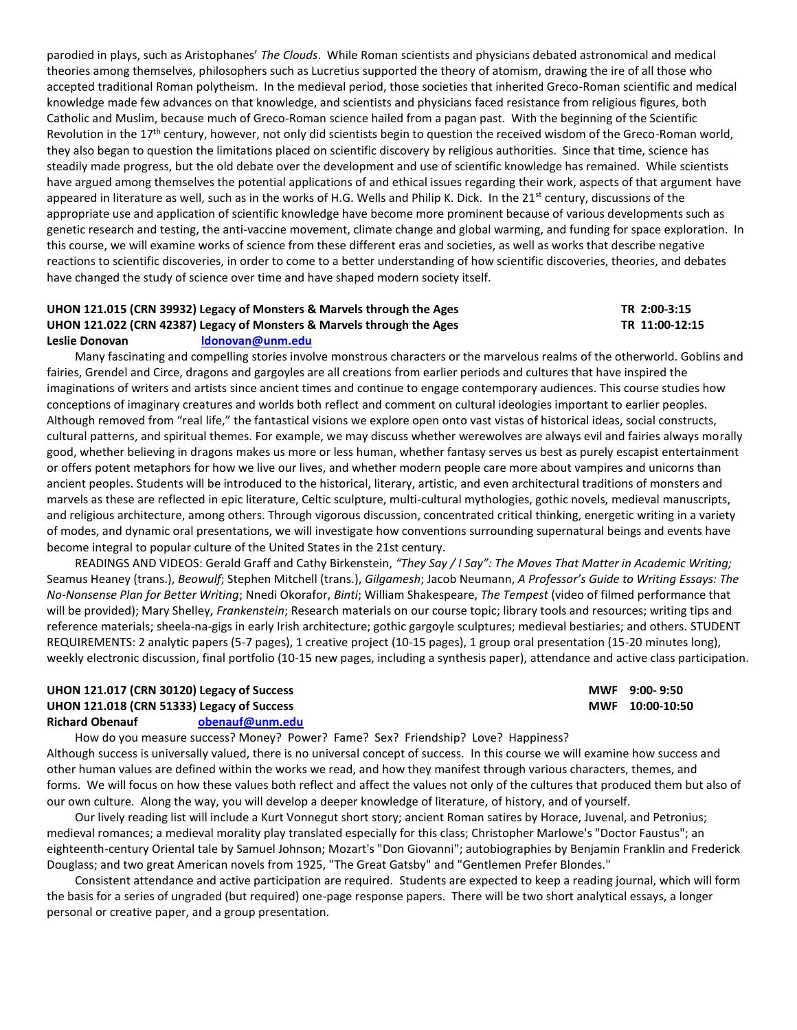parodied in plays, such as Aristophanes' *The Clouds*. While Roman scientists and physicians debated astronomical and medical theories among themselves, philosophers such as Lucretius supported the theory of atomism, drawing the ire of all those who accepted traditional Roman polytheism. In the medieval period, those societies that inherited Greco-Roman scientific and medical knowledge made few advances on that knowledge, and scientists and physicians faced resistance from religious figures, both Catholic and Muslim, because much of Greco-Roman science hailed from a pagan past. With the beginning of the Scientific Revolution in the 17th century, however, not only did scientists begin to question the received wisdom of the Greco-Roman world, they also began to question the limitations placed on scientific discovery by religious authorities. Since that time, science has steadily made progress, but the old debate over the development and use of scientific knowledge has remained. While scientists have argued among themselves the potential applications of and ethical issues regarding their work, aspects of that argument have appeared in literature as well, such as in the works of H.G. Wells and Philip K. Dick. In the 21st century, discussions of the appropriate use and application of scientific knowledge have become more prominent because of various developments such as genetic research and testing, the anti-vaccine movement, climate change and global warming, and funding for space exploration. In this course, we will examine works of science from these different eras and societies, as well as works that describe negative reactions to scientific discoveries, in order to come to a better understanding of how scientific discoveries, theories, and debates have changed the study of science over time and have shaped modern society itself.

**UHON 121.015 (CRN 39932) Legacy of Monsters & Marvels through the Ages TR 2:00-3:15**
**UHON 121.022 (CRN 42387) Legacy of Monsters & Marvels through the Ages TR 11:00-12:15**
**Leslie Donovan** ldonovan@unm.edu

Many fascinating and compelling stories involve monstrous characters or the marvelous realms of the otherworld. Goblins and fairies, Grendel and Circe, dragons and gargoyles are all creations from earlier periods and cultures that have inspired the imaginations of writers and artists since ancient times and continue to engage contemporary audiences. This course studies how conceptions of imaginary creatures and worlds both reflect and comment on cultural ideologies important to earlier peoples. Although removed from "real life," the fantastical visions we explore open onto vast vistas of historical ideas, social constructs, cultural patterns, and spiritual themes. For example, we may discuss whether werewolves are always evil and fairies always morally good, whether believing in dragons makes us more or less human, whether fantasy serves us best as purely escapist entertainment or offers potent metaphors for how we live our lives, and whether modern people care more about vampires and unicorns than ancient peoples. Students will be introduced to the historical, literary, artistic, and even architectural traditions of monsters and marvels as these are reflected in epic literature, Celtic sculpture, multi-cultural mythologies, gothic novels, medieval manuscripts, and religious architecture, among others. Through vigorous discussion, concentrated critical thinking, energetic writing in a variety of modes, and dynamic oral presentations, we will investigate how conventions surrounding supernatural beings and events have become integral to popular culture of the United States in the 21st century.

READINGS AND VIDEOS: Gerald Graff and Cathy Birkenstein, *"They Say / I Say": The Moves That Matter in Academic Writing;* Seamus Heaney (trans.), *Beowulf*; Stephen Mitchell (trans.), *Gilgamesh*; Jacob Neumann, *A Professor's Guide to Writing Essays: The No-Nonsense Plan for Better Writing*; Nnedi Okorafor, *Binti*; William Shakespeare, *The Tempest* (video of filmed performance that will be provided); Mary Shelley, *Frankenstein*; Research materials on our course topic; library tools and resources; writing tips and reference materials; sheela-na-gigs in early Irish architecture; gothic gargoyle sculptures; medieval bestiaries; and others. STUDENT REQUIREMENTS: 2 analytic papers (5-7 pages), 1 creative project (10-15 pages), 1 group oral presentation (15-20 minutes long), weekly electronic discussion, final portfolio (10-15 new pages, including a synthesis paper), attendance and active class participation.

**UHON 121.017 (CRN 30120) Legacy of Success MWF 9:00- 9:50**
**UHON 121.018 (CRN 51333) Legacy of Success MWF 10:00-10:50**
**Richard Obenauf** obenauf@unm.edu

How do you measure success? Money? Power? Fame? Sex? Friendship? Love? Happiness? Although success is universally valued, there is no universal concept of success. In this course we will examine how success and other human values are defined within the works we read, and how they manifest through various characters, themes, and forms. We will focus on how these values both reflect and affect the values not only of the cultures that produced them but also of our own culture. Along the way, you will develop a deeper knowledge of literature, of history, and of yourself.

Our lively reading list will include a Kurt Vonnegut short story; ancient Roman satires by Horace, Juvenal, and Petronius; medieval romances; a medieval morality play translated especially for this class; Christopher Marlowe's "Doctor Faustus"; an eighteenth-century Oriental tale by Samuel Johnson; Mozart's "Don Giovanni"; autobiographies by Benjamin Franklin and Frederick Douglass; and two great American novels from 1925, "The Great Gatsby" and "Gentlemen Prefer Blondes."

Consistent attendance and active participation are required. Students are expected to keep a reading journal, which will form the basis for a series of ungraded (but required) one-page response papers. There will be two short analytical essays, a longer personal or creative paper, and a group presentation.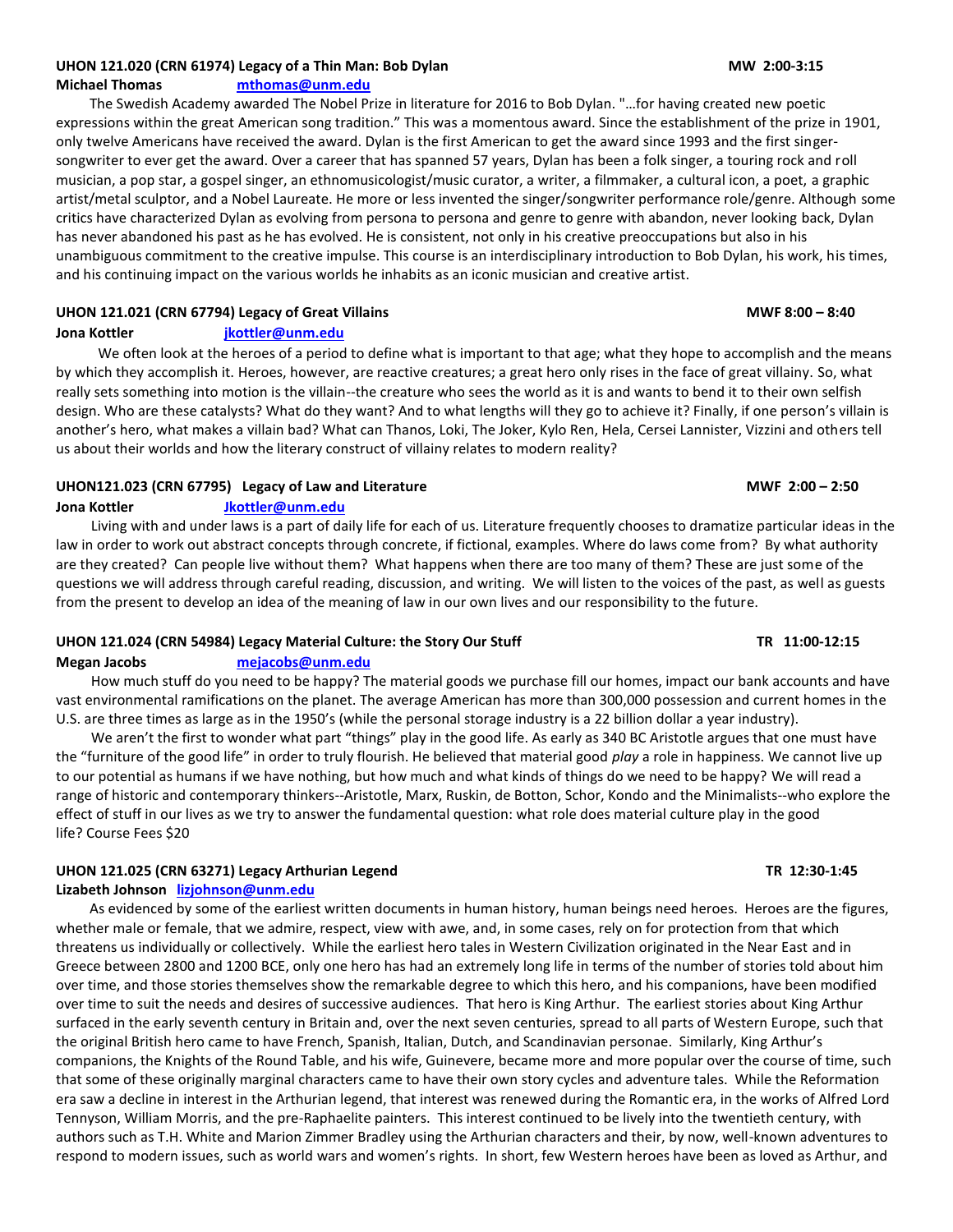**UHON 121.020 (CRN 61974) Legacy of a Thin Man: Bob Dylan** **MW 2:00-3:15**
**Michael Thomas** mthomas@unm.edu

The Swedish Academy awarded The Nobel Prize in literature for 2016 to Bob Dylan. "…for having created new poetic expressions within the great American song tradition." This was a momentous award. Since the establishment of the prize in 1901, only twelve Americans have received the award. Dylan is the first American to get the award since 1993 and the first singer-songwriter to ever get the award. Over a career that has spanned 57 years, Dylan has been a folk singer, a touring rock and roll musician, a pop star, a gospel singer, an ethnomusicologist/music curator, a writer, a filmmaker, a cultural icon, a poet, a graphic artist/metal sculptor, and a Nobel Laureate. He more or less invented the singer/songwriter performance role/genre. Although some critics have characterized Dylan as evolving from persona to persona and genre to genre with abandon, never looking back, Dylan has never abandoned his past as he has evolved. He is consistent, not only in his creative preoccupations but also in his unambiguous commitment to the creative impulse. This course is an interdisciplinary introduction to Bob Dylan, his work, his times, and his continuing impact on the various worlds he inhabits as an iconic musician and creative artist.

**UHON 121.021 (CRN 67794) Legacy of Great Villains** **MWF 8:00 – 8:40**
**Jona Kottler** jkottler@unm.edu

We often look at the heroes of a period to define what is important to that age; what they hope to accomplish and the means by which they accomplish it. Heroes, however, are reactive creatures; a great hero only rises in the face of great villainy. So, what really sets something into motion is the villain--the creature who sees the world as it is and wants to bend it to their own selfish design. Who are these catalysts? What do they want? And to what lengths will they go to achieve it? Finally, if one person's villain is another's hero, what makes a villain bad? What can Thanos, Loki, The Joker, Kylo Ren, Hela, Cersei Lannister, Vizzini and others tell us about their worlds and how the literary construct of villainy relates to modern reality?

**UHON121.023 (CRN 67795) Legacy of Law and Literature** **MWF 2:00 – 2:50**
**Jona Kottler** Jkottler@unm.edu

Living with and under laws is a part of daily life for each of us. Literature frequently chooses to dramatize particular ideas in the law in order to work out abstract concepts through concrete, if fictional, examples. Where do laws come from? By what authority are they created? Can people live without them? What happens when there are too many of them? These are just some of the questions we will address through careful reading, discussion, and writing. We will listen to the voices of the past, as well as guests from the present to develop an idea of the meaning of law in our own lives and our responsibility to the future.

**UHON 121.024 (CRN 54984) Legacy Material Culture: the Story Our Stuff** **TR 11:00-12:15**
**Megan Jacobs** mejacobs@unm.edu

How much stuff do you need to be happy? The material goods we purchase fill our homes, impact our bank accounts and have vast environmental ramifications on the planet. The average American has more than 300,000 possession and current homes in the U.S. are three times as large as in the 1950's (while the personal storage industry is a 22 billion dollar a year industry).

We aren't the first to wonder what part "things" play in the good life. As early as 340 BC Aristotle argues that one must have the "furniture of the good life" in order to truly flourish. He believed that material good *play* a role in happiness. We cannot live up to our potential as humans if we have nothing, but how much and what kinds of things do we need to be happy? We will read a range of historic and contemporary thinkers--Aristotle, Marx, Ruskin, de Botton, Schor, Kondo and the Minimalists--who explore the effect of stuff in our lives as we try to answer the fundamental question: what role does material culture play in the good life? Course Fees $20

**UHON 121.025 (CRN 63271) Legacy Arthurian Legend** **TR 12:30-1:45**
**Lizabeth Johnson** lizjohnson@unm.edu

As evidenced by some of the earliest written documents in human history, human beings need heroes. Heroes are the figures, whether male or female, that we admire, respect, view with awe, and, in some cases, rely on for protection from that which threatens us individually or collectively. While the earliest hero tales in Western Civilization originated in the Near East and in Greece between 2800 and 1200 BCE, only one hero has had an extremely long life in terms of the number of stories told about him over time, and those stories themselves show the remarkable degree to which this hero, and his companions, have been modified over time to suit the needs and desires of successive audiences. That hero is King Arthur. The earliest stories about King Arthur surfaced in the early seventh century in Britain and, over the next seven centuries, spread to all parts of Western Europe, such that the original British hero came to have French, Spanish, Italian, Dutch, and Scandinavian personae. Similarly, King Arthur's companions, the Knights of the Round Table, and his wife, Guinevere, became more and more popular over the course of time, such that some of these originally marginal characters came to have their own story cycles and adventure tales. While the Reformation era saw a decline in interest in the Arthurian legend, that interest was renewed during the Romantic era, in the works of Alfred Lord Tennyson, William Morris, and the pre-Raphaelite painters. This interest continued to be lively into the twentieth century, with authors such as T.H. White and Marion Zimmer Bradley using the Arthurian characters and their, by now, well-known adventures to respond to modern issues, such as world wars and women's rights. In short, few Western heroes have been as loved as Arthur, and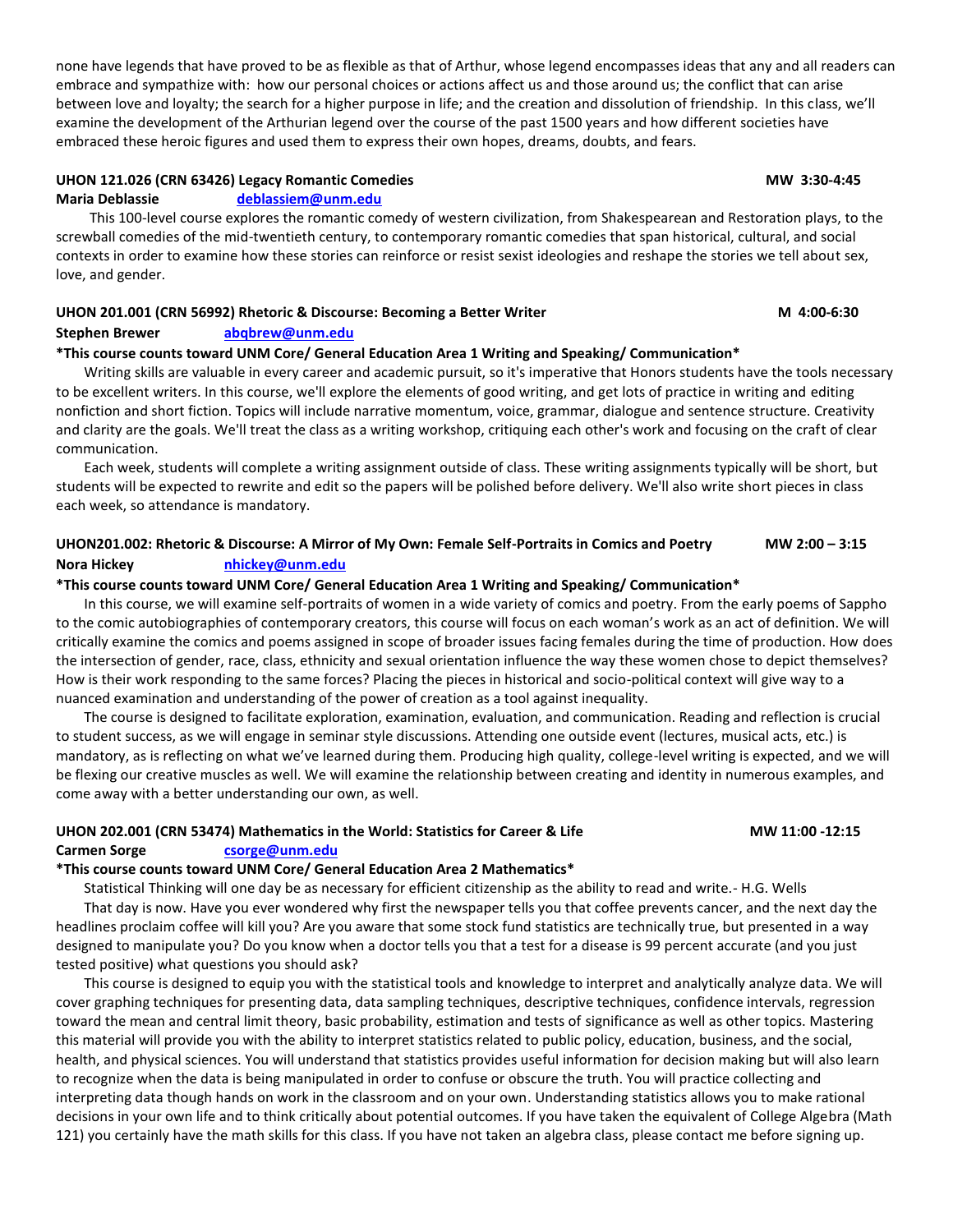none have legends that have proved to be as flexible as that of Arthur, whose legend encompasses ideas that any and all readers can embrace and sympathize with: how our personal choices or actions affect us and those around us; the conflict that can arise between love and loyalty; the search for a higher purpose in life; and the creation and dissolution of friendship. In this class, we'll examine the development of the Arthurian legend over the course of the past 1500 years and how different societies have embraced these heroic figures and used them to express their own hopes, dreams, doubts, and fears.

**UHON 121.026 (CRN 63426) Legacy Romantic Comedies** **MW 3:30-4:45**
**Maria Deblassie** [deblassiem@unm.edu](mailto:deblassiem@unm.edu)

This 100-level course explores the romantic comedy of western civilization, from Shakespearean and Restoration plays, to the screwball comedies of the mid-twentieth century, to contemporary romantic comedies that span historical, cultural, and social contexts in order to examine how these stories can reinforce or resist sexist ideologies and reshape the stories we tell about sex, love, and gender.

**UHON 201.001 (CRN 56992) Rhetoric & Discourse: Becoming a Better Writer** **M 4:00-6:30**
**Stephen Brewer** [abqbrew@unm.edu](mailto:abqbrew@unm.edu)

***This course counts toward UNM Core/ General Education Area 1 Writing and Speaking/ Communication***

Writing skills are valuable in every career and academic pursuit, so it's imperative that Honors students have the tools necessary to be excellent writers. In this course, we'll explore the elements of good writing, and get lots of practice in writing and editing nonfiction and short fiction. Topics will include narrative momentum, voice, grammar, dialogue and sentence structure. Creativity and clarity are the goals. We'll treat the class as a writing workshop, critiquing each other's work and focusing on the craft of clear communication.

Each week, students will complete a writing assignment outside of class. These writing assignments typically will be short, but students will be expected to rewrite and edit so the papers will be polished before delivery. We'll also write short pieces in class each week, so attendance is mandatory.

**UHON201.002: Rhetoric & Discourse: A Mirror of My Own: Female Self-Portraits in Comics and Poetry** **MW 2:00 – 3:15**
**Nora Hickey** [nhickey@unm.edu](mailto:nhickey@unm.edu)

***This course counts toward UNM Core/ General Education Area 1 Writing and Speaking/ Communication***

In this course, we will examine self-portraits of women in a wide variety of comics and poetry. From the early poems of Sappho to the comic autobiographies of contemporary creators, this course will focus on each woman's work as an act of definition. We will critically examine the comics and poems assigned in scope of broader issues facing females during the time of production. How does the intersection of gender, race, class, ethnicity and sexual orientation influence the way these women chose to depict themselves? How is their work responding to the same forces? Placing the pieces in historical and socio-political context will give way to a nuanced examination and understanding of the power of creation as a tool against inequality.

The course is designed to facilitate exploration, examination, evaluation, and communication. Reading and reflection is crucial to student success, as we will engage in seminar style discussions. Attending one outside event (lectures, musical acts, etc.) is mandatory, as is reflecting on what we've learned during them. Producing high quality, college-level writing is expected, and we will be flexing our creative muscles as well. We will examine the relationship between creating and identity in numerous examples, and come away with a better understanding our own, as well.

**UHON 202.001 (CRN 53474) Mathematics in the World: Statistics for Career & Life** **MW 11:00 -12:15**
**Carmen Sorge** [csorge@unm.edu](mailto:csorge@unm.edu)

***This course counts toward UNM Core/ General Education Area 2 Mathematics***

Statistical Thinking will one day be as necessary for efficient citizenship as the ability to read and write.- H.G. Wells

That day is now. Have you ever wondered why first the newspaper tells you that coffee prevents cancer, and the next day the headlines proclaim coffee will kill you? Are you aware that some stock fund statistics are technically true, but presented in a way designed to manipulate you? Do you know when a doctor tells you that a test for a disease is 99 percent accurate (and you just tested positive) what questions you should ask?

This course is designed to equip you with the statistical tools and knowledge to interpret and analytically analyze data. We will cover graphing techniques for presenting data, data sampling techniques, descriptive techniques, confidence intervals, regression toward the mean and central limit theory, basic probability, estimation and tests of significance as well as other topics. Mastering this material will provide you with the ability to interpret statistics related to public policy, education, business, and the social, health, and physical sciences. You will understand that statistics provides useful information for decision making but will also learn to recognize when the data is being manipulated in order to confuse or obscure the truth. You will practice collecting and interpreting data though hands on work in the classroom and on your own. Understanding statistics allows you to make rational decisions in your own life and to think critically about potential outcomes. If you have taken the equivalent of College Algebra (Math 121) you certainly have the math skills for this class. If you have not taken an algebra class, please contact me before signing up.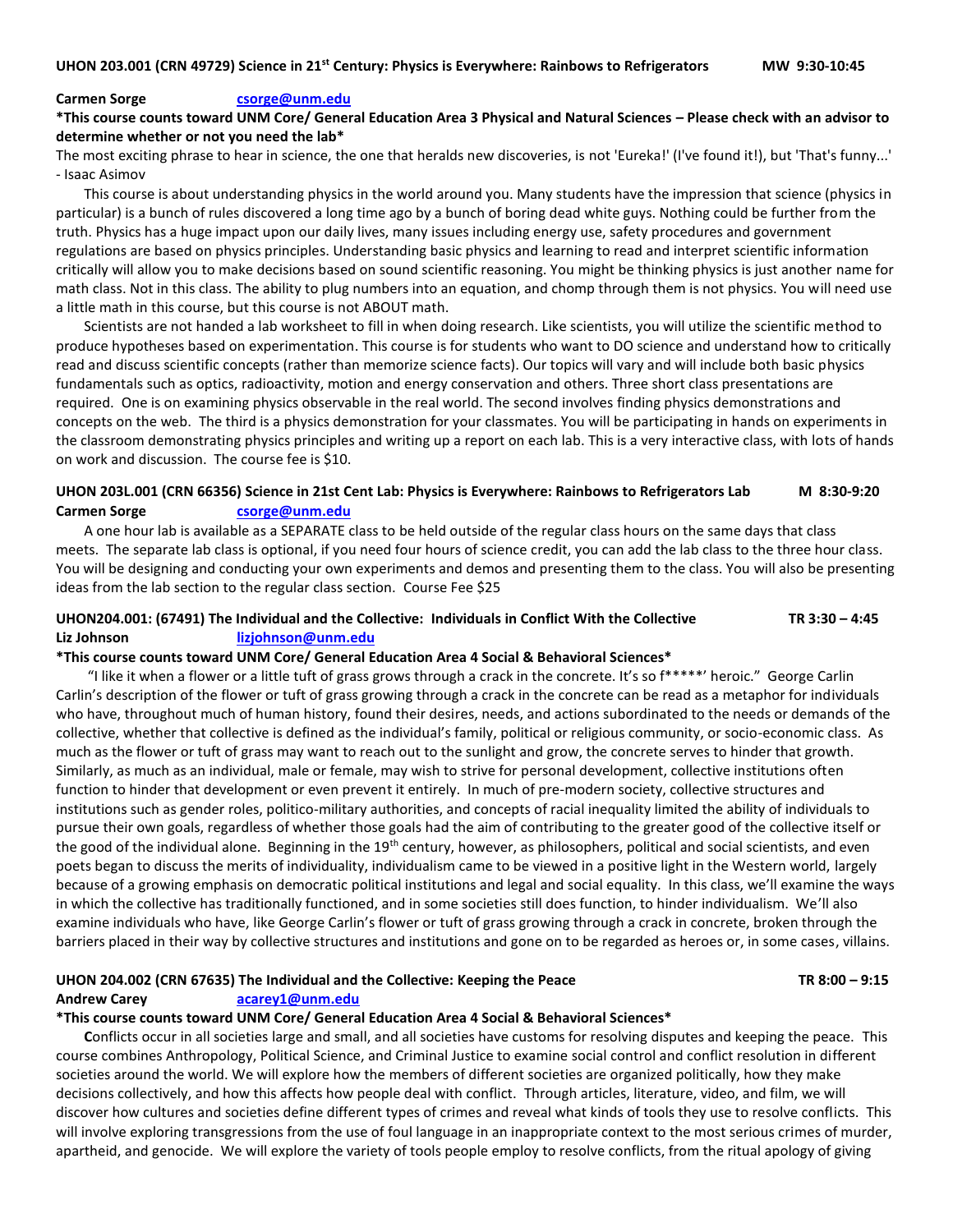**UHON 203.001 (CRN 49729) Science in 21st Century: Physics is Everywhere: Rainbows to Refrigerators MW 9:30-10:45**

**Carmen Sorge** csorge@unm.edu

**\*This course counts toward UNM Core/ General Education Area 3 Physical and Natural Sciences – Please check with an advisor to determine whether or not you need the lab\***

The most exciting phrase to hear in science, the one that heralds new discoveries, is not 'Eureka!' (I've found it!), but 'That's funny...' - Isaac Asimov

This course is about understanding physics in the world around you. Many students have the impression that science (physics in particular) is a bunch of rules discovered a long time ago by a bunch of boring dead white guys. Nothing could be further from the truth. Physics has a huge impact upon our daily lives, many issues including energy use, safety procedures and government regulations are based on physics principles. Understanding basic physics and learning to read and interpret scientific information critically will allow you to make decisions based on sound scientific reasoning. You might be thinking physics is just another name for math class. Not in this class. The ability to plug numbers into an equation, and chomp through them is not physics. You will need use a little math in this course, but this course is not ABOUT math.

Scientists are not handed a lab worksheet to fill in when doing research. Like scientists, you will utilize the scientific method to produce hypotheses based on experimentation. This course is for students who want to DO science and understand how to critically read and discuss scientific concepts (rather than memorize science facts). Our topics will vary and will include both basic physics fundamentals such as optics, radioactivity, motion and energy conservation and others. Three short class presentations are required. One is on examining physics observable in the real world. The second involves finding physics demonstrations and concepts on the web. The third is a physics demonstration for your classmates. You will be participating in hands on experiments in the classroom demonstrating physics principles and writing up a report on each lab. This is a very interactive class, with lots of hands on work and discussion. The course fee is $10.

**UHON 203L.001 (CRN 66356) Science in 21st Cent Lab: Physics is Everywhere: Rainbows to Refrigerators Lab M 8:30-9:20**

**Carmen Sorge** csorge@unm.edu

A one hour lab is available as a SEPARATE class to be held outside of the regular class hours on the same days that class meets. The separate lab class is optional, if you need four hours of science credit, you can add the lab class to the three hour class. You will be designing and conducting your own experiments and demos and presenting them to the class. You will also be presenting ideas from the lab section to the regular class section. Course Fee $25

**UHON204.001: (67491) The Individual and the Collective: Individuals in Conflict With the Collective TR 3:30 – 4:45**

**Liz Johnson** lizjohnson@unm.edu

**\*This course counts toward UNM Core/ General Education Area 4 Social & Behavioral Sciences\***

"I like it when a flower or a little tuft of grass grows through a crack in the concrete. It's so f\*\*\*\*\*' heroic." George Carlin Carlin's description of the flower or tuft of grass growing through a crack in the concrete can be read as a metaphor for individuals who have, throughout much of human history, found their desires, needs, and actions subordinated to the needs or demands of the collective, whether that collective is defined as the individual's family, political or religious community, or socio-economic class. As much as the flower or tuft of grass may want to reach out to the sunlight and grow, the concrete serves to hinder that growth. Similarly, as much as an individual, male or female, may wish to strive for personal development, collective institutions often function to hinder that development or even prevent it entirely. In much of pre-modern society, collective structures and institutions such as gender roles, politico-military authorities, and concepts of racial inequality limited the ability of individuals to pursue their own goals, regardless of whether those goals had the aim of contributing to the greater good of the collective itself or the good of the individual alone. Beginning in the 19th century, however, as philosophers, political and social scientists, and even poets began to discuss the merits of individuality, individualism came to be viewed in a positive light in the Western world, largely because of a growing emphasis on democratic political institutions and legal and social equality. In this class, we'll examine the ways in which the collective has traditionally functioned, and in some societies still does function, to hinder individualism. We'll also examine individuals who have, like George Carlin's flower or tuft of grass growing through a crack in concrete, broken through the barriers placed in their way by collective structures and institutions and gone on to be regarded as heroes or, in some cases, villains.

**UHON 204.002 (CRN 67635) The Individual and the Collective: Keeping the Peace TR 8:00 – 9:15**

**Andrew Carey** acarey1@unm.edu

**\*This course counts toward UNM Core/ General Education Area 4 Social & Behavioral Sciences\***

Conflicts occur in all societies large and small, and all societies have customs for resolving disputes and keeping the peace. This course combines Anthropology, Political Science, and Criminal Justice to examine social control and conflict resolution in different societies around the world. We will explore how the members of different societies are organized politically, how they make decisions collectively, and how this affects how people deal with conflict. Through articles, literature, video, and film, we will discover how cultures and societies define different types of crimes and reveal what kinds of tools they use to resolve conflicts. This will involve exploring transgressions from the use of foul language in an inappropriate context to the most serious crimes of murder, apartheid, and genocide. We will explore the variety of tools people employ to resolve conflicts, from the ritual apology of giving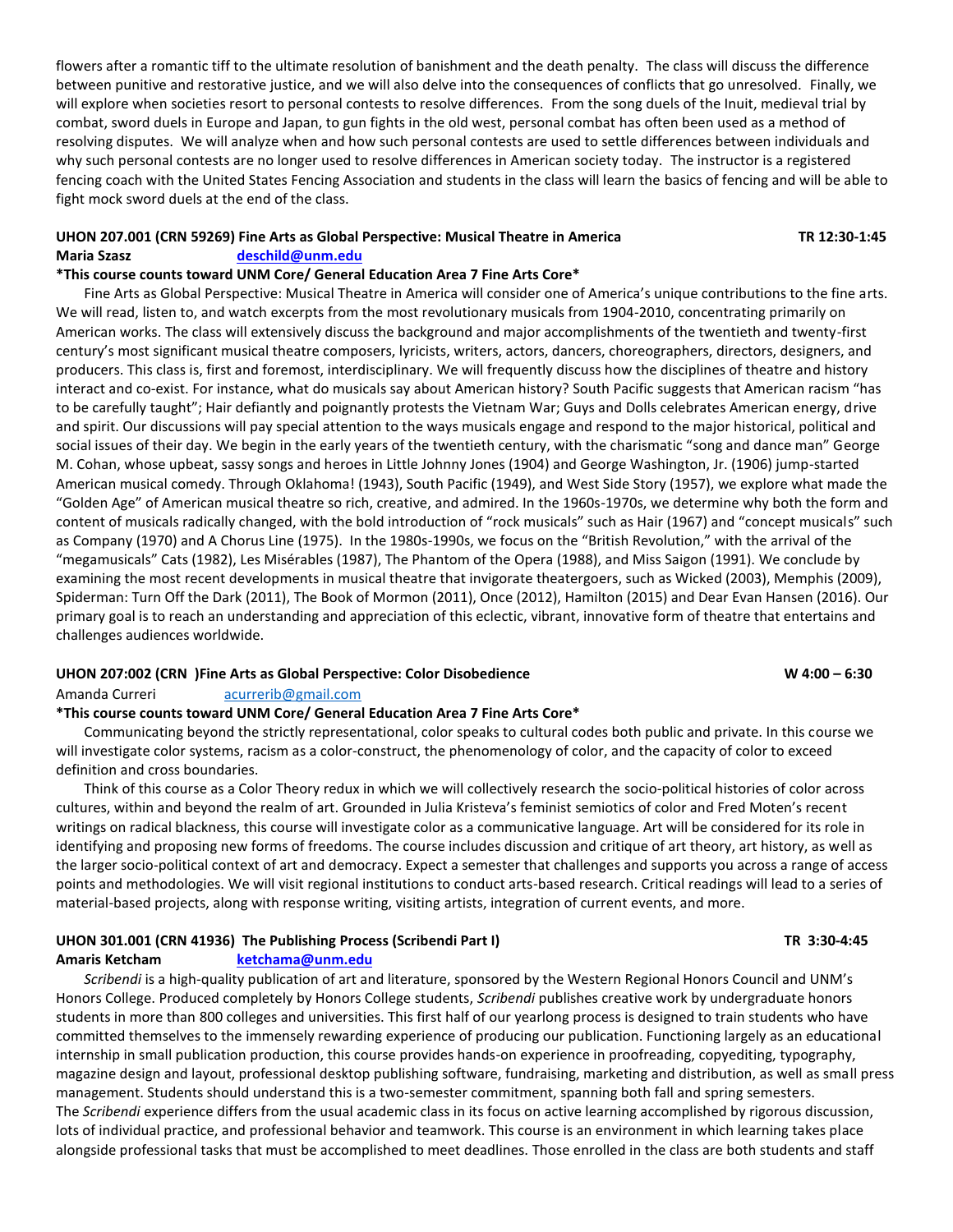flowers after a romantic tiff to the ultimate resolution of banishment and the death penalty. The class will discuss the difference between punitive and restorative justice, and we will also delve into the consequences of conflicts that go unresolved. Finally, we will explore when societies resort to personal contests to resolve differences. From the song duels of the Inuit, medieval trial by combat, sword duels in Europe and Japan, to gun fights in the old west, personal combat has often been used as a method of resolving disputes. We will analyze when and how such personal contests are used to settle differences between individuals and why such personal contests are no longer used to resolve differences in American society today. The instructor is a registered fencing coach with the United States Fencing Association and students in the class will learn the basics of fencing and will be able to fight mock sword duels at the end of the class.

**UHON 207.001 (CRN 59269) Fine Arts as Global Perspective: Musical Theatre in America TR 12:30-1:45**
**Maria Szasz [deschild@unm.edu](mailto:deschild@unm.edu)**

***This course counts toward UNM Core/ General Education Area 7 Fine Arts Core***

Fine Arts as Global Perspective: Musical Theatre in America will consider one of America's unique contributions to the fine arts. We will read, listen to, and watch excerpts from the most revolutionary musicals from 1904-2010, concentrating primarily on American works. The class will extensively discuss the background and major accomplishments of the twentieth and twenty-first century's most significant musical theatre composers, lyricists, writers, actors, dancers, choreographers, directors, designers, and producers. This class is, first and foremost, interdisciplinary. We will frequently discuss how the disciplines of theatre and history interact and co-exist. For instance, what do musicals say about American history? South Pacific suggests that American racism "has to be carefully taught"; Hair defiantly and poignantly protests the Vietnam War; Guys and Dolls celebrates American energy, drive and spirit. Our discussions will pay special attention to the ways musicals engage and respond to the major historical, political and social issues of their day. We begin in the early years of the twentieth century, with the charismatic "song and dance man" George M. Cohan, whose upbeat, sassy songs and heroes in Little Johnny Jones (1904) and George Washington, Jr. (1906) jump-started American musical comedy. Through Oklahoma! (1943), South Pacific (1949), and West Side Story (1957), we explore what made the "Golden Age" of American musical theatre so rich, creative, and admired. In the 1960s-1970s, we determine why both the form and content of musicals radically changed, with the bold introduction of "rock musicals" such as Hair (1967) and "concept musicals" such as Company (1970) and A Chorus Line (1975). In the 1980s-1990s, we focus on the "British Revolution," with the arrival of the "megamusicals" Cats (1982), Les Misérables (1987), The Phantom of the Opera (1988), and Miss Saigon (1991). We conclude by examining the most recent developments in musical theatre that invigorate theatergoers, such as Wicked (2003), Memphis (2009), Spiderman: Turn Off the Dark (2011), The Book of Mormon (2011), Once (2012), Hamilton (2015) and Dear Evan Hansen (2016). Our primary goal is to reach an understanding and appreciation of this eclectic, vibrant, innovative form of theatre that entertains and challenges audiences worldwide.

**UHON 207:002 (CRN )Fine Arts as Global Perspective: Color Disobedience W 4:00 – 6:30**
Amanda Curreri [acurrerib@gmail.com](mailto:acurrerib@gmail.com)

***This course counts toward UNM Core/ General Education Area 7 Fine Arts Core***

Communicating beyond the strictly representational, color speaks to cultural codes both public and private. In this course we will investigate color systems, racism as a color-construct, the phenomenology of color, and the capacity of color to exceed definition and cross boundaries.

Think of this course as a Color Theory redux in which we will collectively research the socio-political histories of color across cultures, within and beyond the realm of art. Grounded in Julia Kristeva's feminist semiotics of color and Fred Moten's recent writings on radical blackness, this course will investigate color as a communicative language. Art will be considered for its role in identifying and proposing new forms of freedoms. The course includes discussion and critique of art theory, art history, as well as the larger socio-political context of art and democracy. Expect a semester that challenges and supports you across a range of access points and methodologies. We will visit regional institutions to conduct arts-based research. Critical readings will lead to a series of material-based projects, along with response writing, visiting artists, integration of current events, and more.

**UHON 301.001 (CRN 41936) The Publishing Process (Scribendi Part I) TR 3:30-4:45**
**Amaris Ketcham [ketchama@unm.edu](mailto:ketchama@unm.edu)**

*Scribendi* is a high-quality publication of art and literature, sponsored by the Western Regional Honors Council and UNM's Honors College. Produced completely by Honors College students, *Scribendi* publishes creative work by undergraduate honors students in more than 800 colleges and universities. This first half of our yearlong process is designed to train students who have committed themselves to the immensely rewarding experience of producing our publication. Functioning largely as an educational internship in small publication production, this course provides hands-on experience in proofreading, copyediting, typography, magazine design and layout, professional desktop publishing software, fundraising, marketing and distribution, as well as small press management. Students should understand this is a two-semester commitment, spanning both fall and spring semesters.
The *Scribendi* experience differs from the usual academic class in its focus on active learning accomplished by rigorous discussion, lots of individual practice, and professional behavior and teamwork. This course is an environment in which learning takes place alongside professional tasks that must be accomplished to meet deadlines. Those enrolled in the class are both students and staff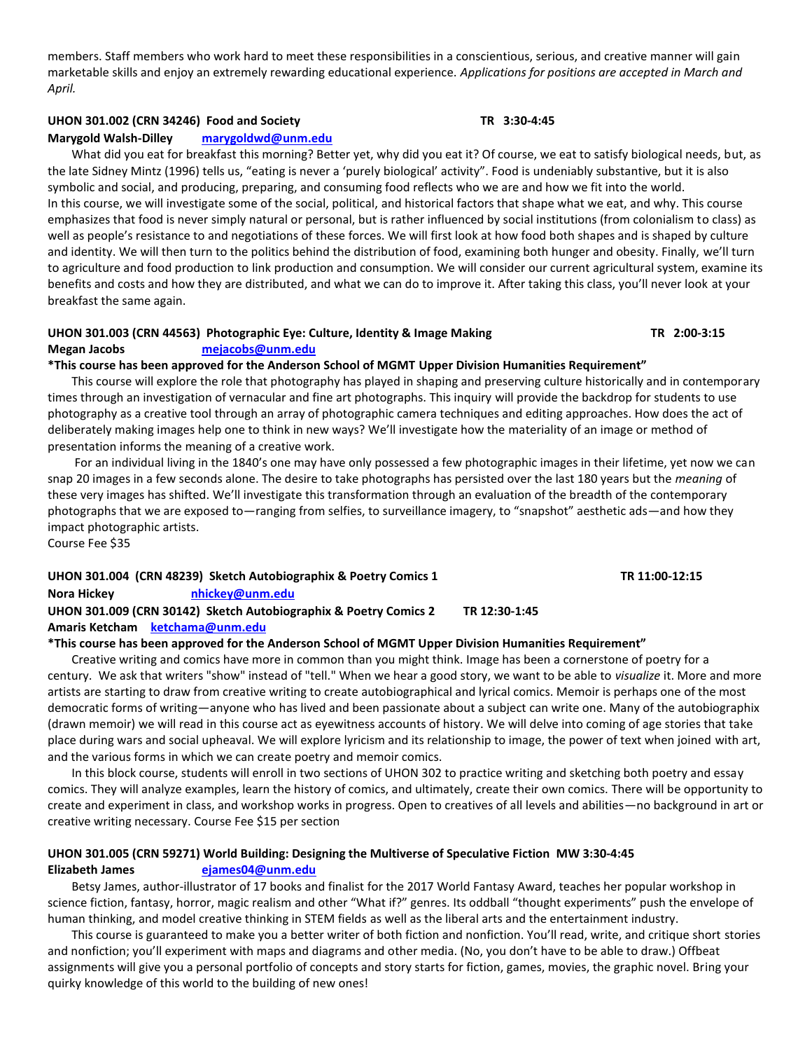members. Staff members who work hard to meet these responsibilities in a conscientious, serious, and creative manner will gain marketable skills and enjoy an extremely rewarding educational experience. *Applications for positions are accepted in March and April.*

**UHON 301.002 (CRN 34246) Food and Society TR 3:30-4:45**
**Marygold Walsh-Dilley marygoldwd@unm.edu**

What did you eat for breakfast this morning? Better yet, why did you eat it? Of course, we eat to satisfy biological needs, but, as the late Sidney Mintz (1996) tells us, "eating is never a 'purely biological' activity". Food is undeniably substantive, but it is also symbolic and social, and producing, preparing, and consuming food reflects who we are and how we fit into the world.
In this course, we will investigate some of the social, political, and historical factors that shape what we eat, and why. This course emphasizes that food is never simply natural or personal, but is rather influenced by social institutions (from colonialism to class) as well as people's resistance to and negotiations of these forces. We will first look at how food both shapes and is shaped by culture and identity. We will then turn to the politics behind the distribution of food, examining both hunger and obesity. Finally, we'll turn to agriculture and food production to link production and consumption. We will consider our current agricultural system, examine its benefits and costs and how they are distributed, and what we can do to improve it. After taking this class, you'll never look at your breakfast the same again.

**UHON 301.003 (CRN 44563) Photographic Eye: Culture, Identity & Image Making TR 2:00-3:15**
**Megan Jacobs mejacobs@unm.edu**
**\*This course has been approved for the Anderson School of MGMT Upper Division Humanities Requirement"**

This course will explore the role that photography has played in shaping and preserving culture historically and in contemporary times through an investigation of vernacular and fine art photographs. This inquiry will provide the backdrop for students to use photography as a creative tool through an array of photographic camera techniques and editing approaches. How does the act of deliberately making images help one to think in new ways? We'll investigate how the materiality of an image or method of presentation informs the meaning of a creative work.

For an individual living in the 1840's one may have only possessed a few photographic images in their lifetime, yet now we can snap 20 images in a few seconds alone. The desire to take photographs has persisted over the last 180 years but the *meaning* of these very images has shifted. We'll investigate this transformation through an evaluation of the breadth of the contemporary photographs that we are exposed to—ranging from selfies, to surveillance imagery, to "snapshot" aesthetic ads—and how they impact photographic artists.
Course Fee $35

**UHON 301.004 (CRN 48239) Sketch Autobiographix & Poetry Comics 1 TR 11:00-12:15**
**Nora Hickey nhickey@unm.edu**
**UHON 301.009 (CRN 30142) Sketch Autobiographix & Poetry Comics 2 TR 12:30-1:45**
**Amaris Ketcham ketchama@unm.edu**
**\*This course has been approved for the Anderson School of MGMT Upper Division Humanities Requirement"**

Creative writing and comics have more in common than you might think. Image has been a cornerstone of poetry for a century. We ask that writers "show" instead of "tell." When we hear a good story, we want to be able to *visualize* it. More and more artists are starting to draw from creative writing to create autobiographical and lyrical comics. Memoir is perhaps one of the most democratic forms of writing—anyone who has lived and been passionate about a subject can write one. Many of the autobiographix (drawn memoir) we will read in this course act as eyewitness accounts of history. We will delve into coming of age stories that take place during wars and social upheaval. We will explore lyricism and its relationship to image, the power of text when joined with art, and the various forms in which we can create poetry and memoir comics.

In this block course, students will enroll in two sections of UHON 302 to practice writing and sketching both poetry and essay comics. They will analyze examples, learn the history of comics, and ultimately, create their own comics. There will be opportunity to create and experiment in class, and workshop works in progress. Open to creatives of all levels and abilities—no background in art or creative writing necessary. Course Fee $15 per section

**UHON 301.005 (CRN 59271) World Building: Designing the Multiverse of Speculative Fiction MW 3:30-4:45**
**Elizabeth James ejames04@unm.edu**

Betsy James, author-illustrator of 17 books and finalist for the 2017 World Fantasy Award, teaches her popular workshop in science fiction, fantasy, horror, magic realism and other "What if?" genres. Its oddball "thought experiments" push the envelope of human thinking, and model creative thinking in STEM fields as well as the liberal arts and the entertainment industry.

This course is guaranteed to make you a better writer of both fiction and nonfiction. You'll read, write, and critique short stories and nonfiction; you'll experiment with maps and diagrams and other media. (No, you don't have to be able to draw.) Offbeat assignments will give you a personal portfolio of concepts and story starts for fiction, games, movies, the graphic novel. Bring your quirky knowledge of this world to the building of new ones!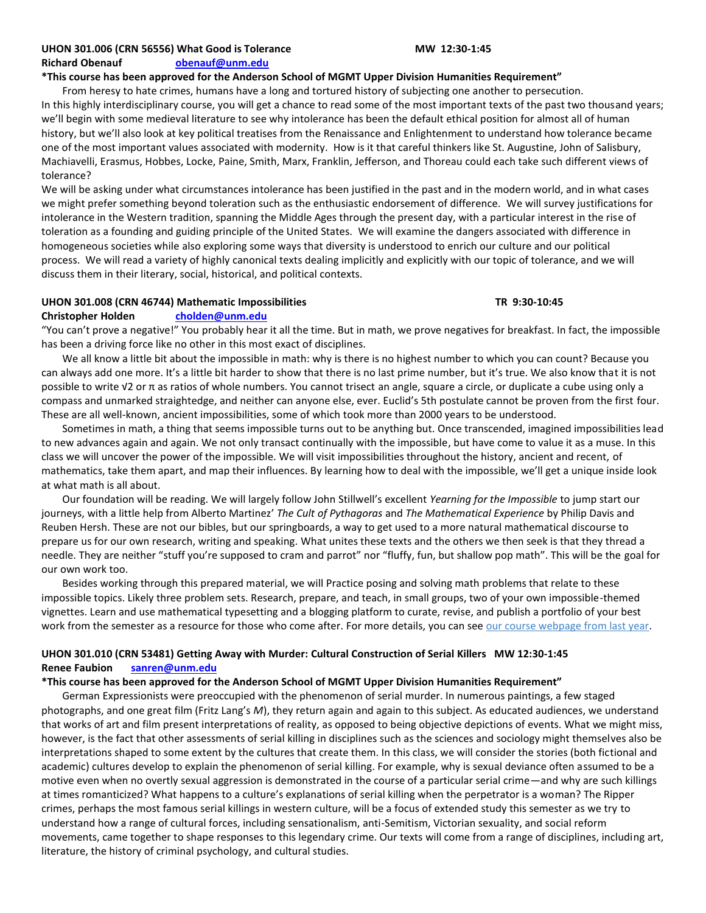**UHON 301.006 (CRN 56556) What Good is Tolerance** **MW 12:30-1:45**
**Richard Obenauf** **obenauf@unm.edu**

**\*This course has been approved for the Anderson School of MGMT Upper Division Humanities Requirement"**

From heresy to hate crimes, humans have a long and tortured history of subjecting one another to persecution. In this highly interdisciplinary course, you will get a chance to read some of the most important texts of the past two thousand years; we'll begin with some medieval literature to see why intolerance has been the default ethical position for almost all of human history, but we'll also look at key political treatises from the Renaissance and Enlightenment to understand how tolerance became one of the most important values associated with modernity. How is it that careful thinkers like St. Augustine, John of Salisbury, Machiavelli, Erasmus, Hobbes, Locke, Paine, Smith, Marx, Franklin, Jefferson, and Thoreau could each take such different views of tolerance?

We will be asking under what circumstances intolerance has been justified in the past and in the modern world, and in what cases we might prefer something beyond toleration such as the enthusiastic endorsement of difference. We will survey justifications for intolerance in the Western tradition, spanning the Middle Ages through the present day, with a particular interest in the rise of toleration as a founding and guiding principle of the United States. We will examine the dangers associated with difference in homogeneous societies while also exploring some ways that diversity is understood to enrich our culture and our political process. We will read a variety of highly canonical texts dealing implicitly and explicitly with our topic of tolerance, and we will discuss them in their literary, social, historical, and political contexts.

**UHON 301.008 (CRN 46744) Mathematic Impossibilities** **TR 9:30-10:45**
**Christopher Holden** **cholden@unm.edu**

"You can't prove a negative!" You probably hear it all the time. But in math, we prove negatives for breakfast. In fact, the impossible has been a driving force like no other in this most exact of disciplines.

We all know a little bit about the impossible in math: why is there is no highest number to which you can count? Because you can always add one more. It's a little bit harder to show that there is no last prime number, but it's true. We also know that it is not possible to write $\sqrt{2}$ or $\pi$ as ratios of whole numbers. You cannot trisect an angle, square a circle, or duplicate a cube using only a compass and unmarked straightedge, and neither can anyone else, ever. Euclid's 5th postulate cannot be proven from the first four. These are all well-known, ancient impossibilities, some of which took more than 2000 years to be understood.

Sometimes in math, a thing that seems impossible turns out to be anything but. Once transcended, imagined impossibilities lead to new advances again and again. We not only transact continually with the impossible, but have come to value it as a muse. In this class we will uncover the power of the impossible. We will visit impossibilities throughout the history, ancient and recent, of mathematics, take them apart, and map their influences. By learning how to deal with the impossible, we'll get a unique inside look at what math is all about.

Our foundation will be reading. We will largely follow John Stillwell's excellent *Yearning for the Impossible* to jump start our journeys, with a little help from Alberto Martinez' *The Cult of Pythagoras* and *The Mathematical Experience* by Philip Davis and Reuben Hersh. These are not our bibles, but our springboards, a way to get used to a more natural mathematical discourse to prepare us for our own research, writing and speaking. What unites these texts and the others we then seek is that they thread a needle. They are neither "stuff you're supposed to cram and parrot" nor "fluffy, fun, but shallow pop math". This will be the goal for our own work too.

Besides working through this prepared material, we will Practice posing and solving math problems that relate to these impossible topics. Likely three problem sets. Research, prepare, and teach, in small groups, two of your own impossible-themed vignettes. Learn and use mathematical typesetting and a blogging platform to curate, revise, and publish a portfolio of your best work from the semester as a resource for those who come after. For more details, you can see our course webpage from last year.

**UHON 301.010 (CRN 53481) Getting Away with Murder: Cultural Construction of Serial Killers** **MW 12:30-1:45**
**Renee Faubion** **sanren@unm.edu**

**\*This course has been approved for the Anderson School of MGMT Upper Division Humanities Requirement"**

German Expressionists were preoccupied with the phenomenon of serial murder. In numerous paintings, a few staged photographs, and one great film (Fritz Lang's *M*), they return again and again to this subject. As educated audiences, we understand that works of art and film present interpretations of reality, as opposed to being objective depictions of events. What we might miss, however, is the fact that other assessments of serial killing in disciplines such as the sciences and sociology might themselves also be interpretations shaped to some extent by the cultures that create them. In this class, we will consider the stories (both fictional and academic) cultures develop to explain the phenomenon of serial killing. For example, why is sexual deviance often assumed to be a motive even when no overtly sexual aggression is demonstrated in the course of a particular serial crime—and why are such killings at times romanticized? What happens to a culture's explanations of serial killing when the perpetrator is a woman? The Ripper crimes, perhaps the most famous serial killings in western culture, will be a focus of extended study this semester as we try to understand how a range of cultural forces, including sensationalism, anti-Semitism, Victorian sexuality, and social reform movements, came together to shape responses to this legendary crime. Our texts will come from a range of disciplines, including art, literature, the history of criminal psychology, and cultural studies.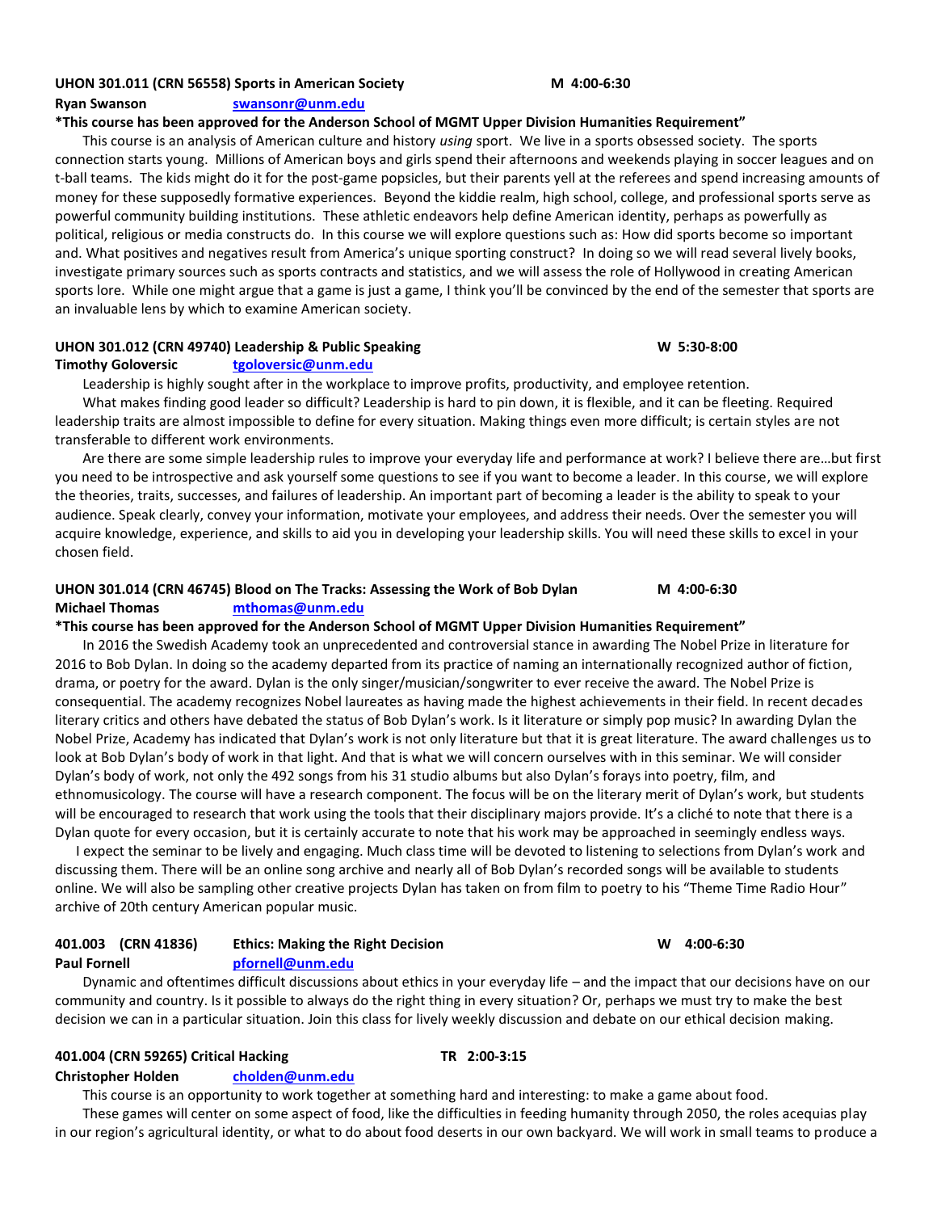**UHON 301.011 (CRN 56558) Sports in American Society M 4:00-6:30**

**Ryan Swanson** swansonr@unm.edu

**\*This course has been approved for the Anderson School of MGMT Upper Division Humanities Requirement"**

This course is an analysis of American culture and history *using* sport. We live in a sports obsessed society. The sports connection starts young. Millions of American boys and girls spend their afternoons and weekends playing in soccer leagues and on t-ball teams. The kids might do it for the post-game popsicles, but their parents yell at the referees and spend increasing amounts of money for these supposedly formative experiences. Beyond the kiddie realm, high school, college, and professional sports serve as powerful community building institutions. These athletic endeavors help define American identity, perhaps as powerfully as political, religious or media constructs do. In this course we will explore questions such as: How did sports become so important and. What positives and negatives result from America's unique sporting construct? In doing so we will read several lively books, investigate primary sources such as sports contracts and statistics, and we will assess the role of Hollywood in creating American sports lore. While one might argue that a game is just a game, I think you'll be convinced by the end of the semester that sports are an invaluable lens by which to examine American society.

**UHON 301.012 (CRN 49740) Leadership & Public Speaking W 5:30-8:00**

**Timothy Goloversic** tgoloversic@unm.edu

Leadership is highly sought after in the workplace to improve profits, productivity, and employee retention.

What makes finding good leader so difficult? Leadership is hard to pin down, it is flexible, and it can be fleeting. Required leadership traits are almost impossible to define for every situation. Making things even more difficult; is certain styles are not transferable to different work environments.

Are there are some simple leadership rules to improve your everyday life and performance at work? I believe there are…but first you need to be introspective and ask yourself some questions to see if you want to become a leader. In this course, we will explore the theories, traits, successes, and failures of leadership. An important part of becoming a leader is the ability to speak to your audience. Speak clearly, convey your information, motivate your employees, and address their needs. Over the semester you will acquire knowledge, experience, and skills to aid you in developing your leadership skills. You will need these skills to excel in your chosen field.

**UHON 301.014 (CRN 46745) Blood on The Tracks: Assessing the Work of Bob Dylan M 4:00-6:30**

**Michael Thomas** mthomas@unm.edu

**\*This course has been approved for the Anderson School of MGMT Upper Division Humanities Requirement"**

In 2016 the Swedish Academy took an unprecedented and controversial stance in awarding The Nobel Prize in literature for 2016 to Bob Dylan. In doing so the academy departed from its practice of naming an internationally recognized author of fiction, drama, or poetry for the award. Dylan is the only singer/musician/songwriter to ever receive the award. The Nobel Prize is consequential. The academy recognizes Nobel laureates as having made the highest achievements in their field. In recent decades literary critics and others have debated the status of Bob Dylan's work. Is it literature or simply pop music? In awarding Dylan the Nobel Prize, Academy has indicated that Dylan's work is not only literature but that it is great literature. The award challenges us to look at Bob Dylan's body of work in that light. And that is what we will concern ourselves with in this seminar. We will consider Dylan's body of work, not only the 492 songs from his 31 studio albums but also Dylan's forays into poetry, film, and ethnomusicology. The course will have a research component. The focus will be on the literary merit of Dylan's work, but students will be encouraged to research that work using the tools that their disciplinary majors provide. It's a cliché to note that there is a Dylan quote for every occasion, but it is certainly accurate to note that his work may be approached in seemingly endless ways.

I expect the seminar to be lively and engaging. Much class time will be devoted to listening to selections from Dylan's work and discussing them. There will be an online song archive and nearly all of Bob Dylan's recorded songs will be available to students online. We will also be sampling other creative projects Dylan has taken on from film to poetry to his "Theme Time Radio Hour" archive of 20th century American popular music.

**401.003 (CRN 41836) Ethics: Making the Right Decision W 4:00-6:30**

**Paul Fornell** pfornell@unm.edu

Dynamic and oftentimes difficult discussions about ethics in your everyday life – and the impact that our decisions have on our community and country. Is it possible to always do the right thing in every situation? Or, perhaps we must try to make the best decision we can in a particular situation. Join this class for lively weekly discussion and debate on our ethical decision making.

**401.004 (CRN 59265) Critical Hacking TR 2:00-3:15**

**Christopher Holden** cholden@unm.edu

This course is an opportunity to work together at something hard and interesting: to make a game about food.

These games will center on some aspect of food, like the difficulties in feeding humanity through 2050, the roles acequias play in our region's agricultural identity, or what to do about food deserts in our own backyard. We will work in small teams to produce a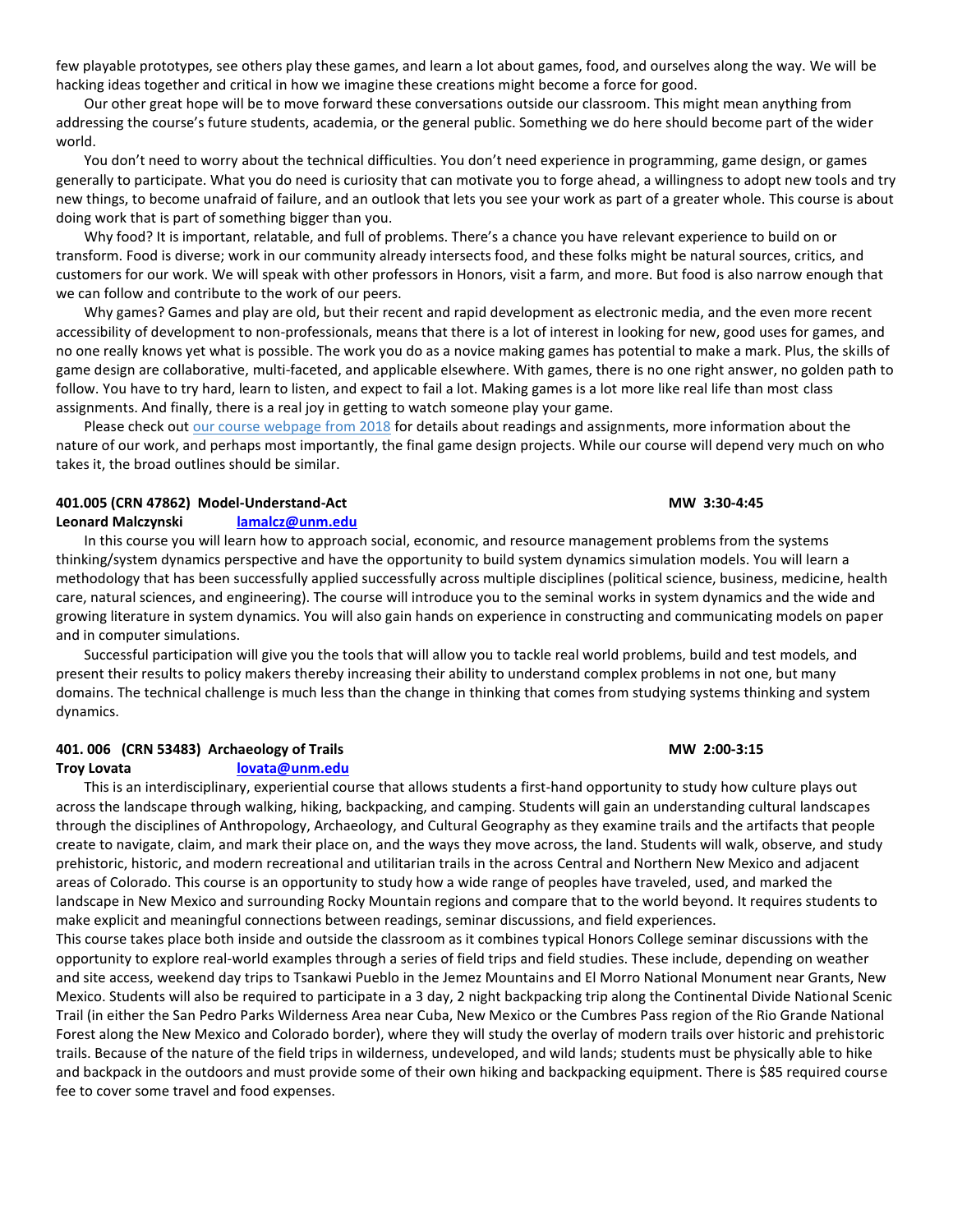few playable prototypes, see others play these games, and learn a lot about games, food, and ourselves along the way. We will be hacking ideas together and critical in how we imagine these creations might become a force for good.

Our other great hope will be to move forward these conversations outside our classroom. This might mean anything from addressing the course's future students, academia, or the general public. Something we do here should become part of the wider world.

You don't need to worry about the technical difficulties. You don't need experience in programming, game design, or games generally to participate. What you do need is curiosity that can motivate you to forge ahead, a willingness to adopt new tools and try new things, to become unafraid of failure, and an outlook that lets you see your work as part of a greater whole. This course is about doing work that is part of something bigger than you.

Why food? It is important, relatable, and full of problems. There's a chance you have relevant experience to build on or transform. Food is diverse; work in our community already intersects food, and these folks might be natural sources, critics, and customers for our work. We will speak with other professors in Honors, visit a farm, and more. But food is also narrow enough that we can follow and contribute to the work of our peers.

Why games? Games and play are old, but their recent and rapid development as electronic media, and the even more recent accessibility of development to non-professionals, means that there is a lot of interest in looking for new, good uses for games, and no one really knows yet what is possible. The work you do as a novice making games has potential to make a mark. Plus, the skills of game design are collaborative, multi-faceted, and applicable elsewhere. With games, there is no one right answer, no golden path to follow. You have to try hard, learn to listen, and expect to fail a lot. Making games is a lot more like real life than most class assignments. And finally, there is a real joy in getting to watch someone play your game.

Please check out our course webpage from 2018 for details about readings and assignments, more information about the nature of our work, and perhaps most importantly, the final game design projects. While our course will depend very much on who takes it, the broad outlines should be similar.

**401.005 (CRN 47862) Model-Understand-Act** **MW 3:30-4:45**
**Leonard Malczynski** lamalcz@unm.edu

In this course you will learn how to approach social, economic, and resource management problems from the systems thinking/system dynamics perspective and have the opportunity to build system dynamics simulation models. You will learn a methodology that has been successfully applied successfully across multiple disciplines (political science, business, medicine, health care, natural sciences, and engineering). The course will introduce you to the seminal works in system dynamics and the wide and growing literature in system dynamics. You will also gain hands on experience in constructing and communicating models on paper and in computer simulations.

Successful participation will give you the tools that will allow you to tackle real world problems, build and test models, and present their results to policy makers thereby increasing their ability to understand complex problems in not one, but many domains. The technical challenge is much less than the change in thinking that comes from studying systems thinking and system dynamics.

**401. 006 (CRN 53483) Archaeology of Trails** **MW 2:00-3:15**
**Troy Lovata** lovata@unm.edu

This is an interdisciplinary, experiential course that allows students a first-hand opportunity to study how culture plays out across the landscape through walking, hiking, backpacking, and camping. Students will gain an understanding cultural landscapes through the disciplines of Anthropology, Archaeology, and Cultural Geography as they examine trails and the artifacts that people create to navigate, claim, and mark their place on, and the ways they move across, the land. Students will walk, observe, and study prehistoric, historic, and modern recreational and utilitarian trails in the across Central and Northern New Mexico and adjacent areas of Colorado. This course is an opportunity to study how a wide range of peoples have traveled, used, and marked the landscape in New Mexico and surrounding Rocky Mountain regions and compare that to the world beyond. It requires students to make explicit and meaningful connections between readings, seminar discussions, and field experiences.

This course takes place both inside and outside the classroom as it combines typical Honors College seminar discussions with the opportunity to explore real-world examples through a series of field trips and field studies. These include, depending on weather and site access, weekend day trips to Tsankawi Pueblo in the Jemez Mountains and El Morro National Monument near Grants, New Mexico. Students will also be required to participate in a 3 day, 2 night backpacking trip along the Continental Divide National Scenic Trail (in either the San Pedro Parks Wilderness Area near Cuba, New Mexico or the Cumbres Pass region of the Rio Grande National Forest along the New Mexico and Colorado border), where they will study the overlay of modern trails over historic and prehistoric trails. Because of the nature of the field trips in wilderness, undeveloped, and wild lands; students must be physically able to hike and backpack in the outdoors and must provide some of their own hiking and backpacking equipment. There is $85 required course fee to cover some travel and food expenses.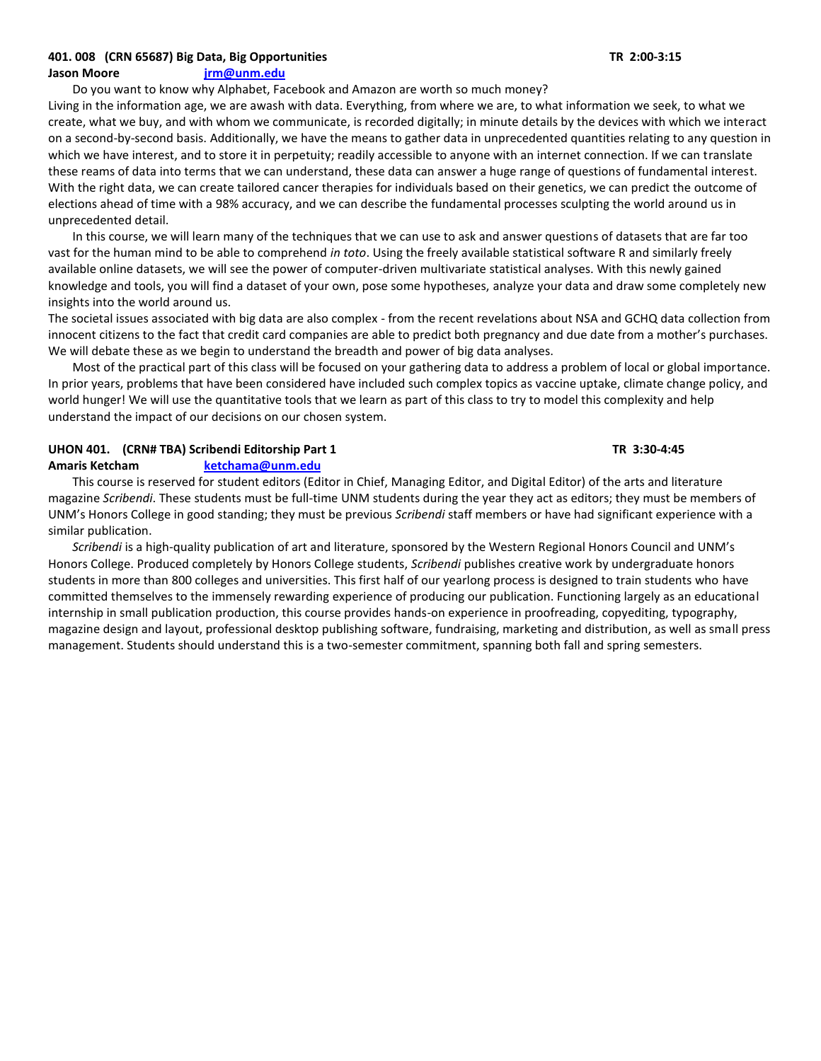**401. 008 (CRN 65687) Big Data, Big Opportunities** **TR 2:00-3:15**
**Jason Moore** **jrm@unm.edu**

Do you want to know why Alphabet, Facebook and Amazon are worth so much money?
Living in the information age, we are awash with data. Everything, from where we are, to what information we seek, to what we create, what we buy, and with whom we communicate, is recorded digitally; in minute details by the devices with which we interact on a second-by-second basis. Additionally, we have the means to gather data in unprecedented quantities relating to any question in which we have interest, and to store it in perpetuity; readily accessible to anyone with an internet connection. If we can translate these reams of data into terms that we can understand, these data can answer a huge range of questions of fundamental interest. With the right data, we can create tailored cancer therapies for individuals based on their genetics, we can predict the outcome of elections ahead of time with a 98% accuracy, and we can describe the fundamental processes sculpting the world around us in unprecedented detail.

In this course, we will learn many of the techniques that we can use to ask and answer questions of datasets that are far too vast for the human mind to be able to comprehend *in toto*. Using the freely available statistical software R and similarly freely available online datasets, we will see the power of computer-driven multivariate statistical analyses. With this newly gained knowledge and tools, you will find a dataset of your own, pose some hypotheses, analyze your data and draw some completely new insights into the world around us.
The societal issues associated with big data are also complex - from the recent revelations about NSA and GCHQ data collection from innocent citizens to the fact that credit card companies are able to predict both pregnancy and due date from a mother's purchases. We will debate these as we begin to understand the breadth and power of big data analyses.

Most of the practical part of this class will be focused on your gathering data to address a problem of local or global importance. In prior years, problems that have been considered have included such complex topics as vaccine uptake, climate change policy, and world hunger! We will use the quantitative tools that we learn as part of this class to try to model this complexity and help understand the impact of our decisions on our chosen system.

**UHON 401. (CRN# TBA) Scribendi Editorship Part 1** **TR 3:30-4:45**
**Amaris Ketcham** **ketchama@unm.edu**

This course is reserved for student editors (Editor in Chief, Managing Editor, and Digital Editor) of the arts and literature magazine *Scribendi*. These students must be full-time UNM students during the year they act as editors; they must be members of UNM's Honors College in good standing; they must be previous *Scribendi* staff members or have had significant experience with a similar publication.

*Scribendi* is a high-quality publication of art and literature, sponsored by the Western Regional Honors Council and UNM's Honors College. Produced completely by Honors College students, *Scribendi* publishes creative work by undergraduate honors students in more than 800 colleges and universities. This first half of our yearlong process is designed to train students who have committed themselves to the immensely rewarding experience of producing our publication. Functioning largely as an educational internship in small publication production, this course provides hands-on experience in proofreading, copyediting, typography, magazine design and layout, professional desktop publishing software, fundraising, marketing and distribution, as well as small press management. Students should understand this is a two-semester commitment, spanning both fall and spring semesters.